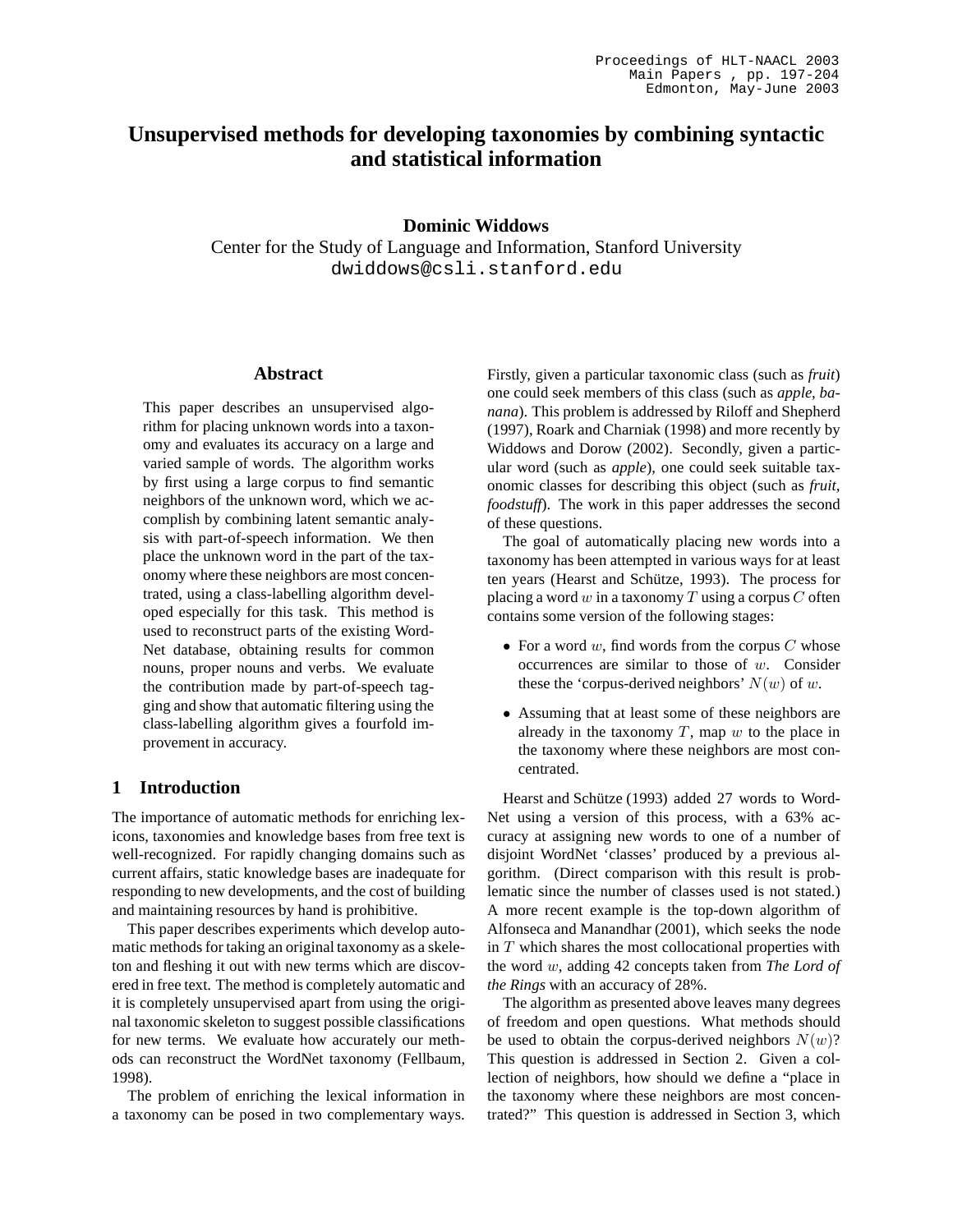# Unsupervised methods for developing taxonomies by combining syntactic and statistical information

**Dominic Widdows**
Center for the Study of Language and Information, Stanford University
dwiddows@csli.stanford.edu

## Abstract

This paper describes an unsupervised algorithm for placing unknown words into a taxonomy and evaluates its accuracy on a large and varied sample of words. The algorithm works by first using a large corpus to find semantic neighbors of the unknown word, which we accomplish by combining latent semantic analysis with part-of-speech information. We then place the unknown word in the part of the taxonomy where these neighbors are most concentrated, using a class-labelling algorithm developed especially for this task. This method is used to reconstruct parts of the existing WordNet database, obtaining results for common nouns, proper nouns and verbs. We evaluate the contribution made by part-of-speech tagging and show that automatic filtering using the class-labelling algorithm gives a fourfold improvement in accuracy.

## 1 Introduction

The importance of automatic methods for enriching lexicons, taxonomies and knowledge bases from free text is well-recognized. For rapidly changing domains such as current affairs, static knowledge bases are inadequate for responding to new developments, and the cost of building and maintaining resources by hand is prohibitive.

This paper describes experiments which develop automatic methods for taking an original taxonomy as a skeleton and fleshing it out with new terms which are discovered in free text. The method is completely automatic and it is completely unsupervised apart from using the original taxonomic skeleton to suggest possible classifications for new terms. We evaluate how accurately our methods can reconstruct the WordNet taxonomy (Fellbaum, 1998).

The problem of enriching the lexical information in a taxonomy can be posed in two complementary ways. Firstly, given a particular taxonomic class (such as *fruit*) one could seek members of this class (such as *apple, banana*). This problem is addressed by Riloff and Shepherd (1997), Roark and Charniak (1998) and more recently by Widdows and Dorow (2002). Secondly, given a particular word (such as *apple*), one could seek suitable taxonomic classes for describing this object (such as *fruit, foodstuff*). The work in this paper addresses the second of these questions.

The goal of automatically placing new words into a taxonomy has been attempted in various ways for at least ten years (Hearst and Schütze, 1993). The process for placing a word $w$ in a taxonomy $T$ using a corpus $C$ often contains some version of the following stages:

- For a word $w$, find words from the corpus $C$ whose occurrences are similar to those of $w$. Consider these the 'corpus-derived neighbors' $N(w)$ of $w$.
- Assuming that at least some of these neighbors are already in the taxonomy $T$, map $w$ to the place in the taxonomy where these neighbors are most concentrated.

Hearst and Schütze (1993) added 27 words to WordNet using a version of this process, with a 63% accuracy at assigning new words to one of a number of disjoint WordNet 'classes' produced by a previous algorithm. (Direct comparison with this result is problematic since the number of classes used is not stated.) A more recent example is the top-down algorithm of Alfonseca and Manandhar (2001), which seeks the node in $T$ which shares the most collocational properties with the word $w$, adding 42 concepts taken from *The Lord of the Rings* with an accuracy of 28%.

The algorithm as presented above leaves many degrees of freedom and open questions. What methods should be used to obtain the corpus-derived neighbors $N(w)$? This question is addressed in Section 2. Given a collection of neighbors, how should we define a "place in the taxonomy where these neighbors are most concentrated?" This question is addressed in Section 3, which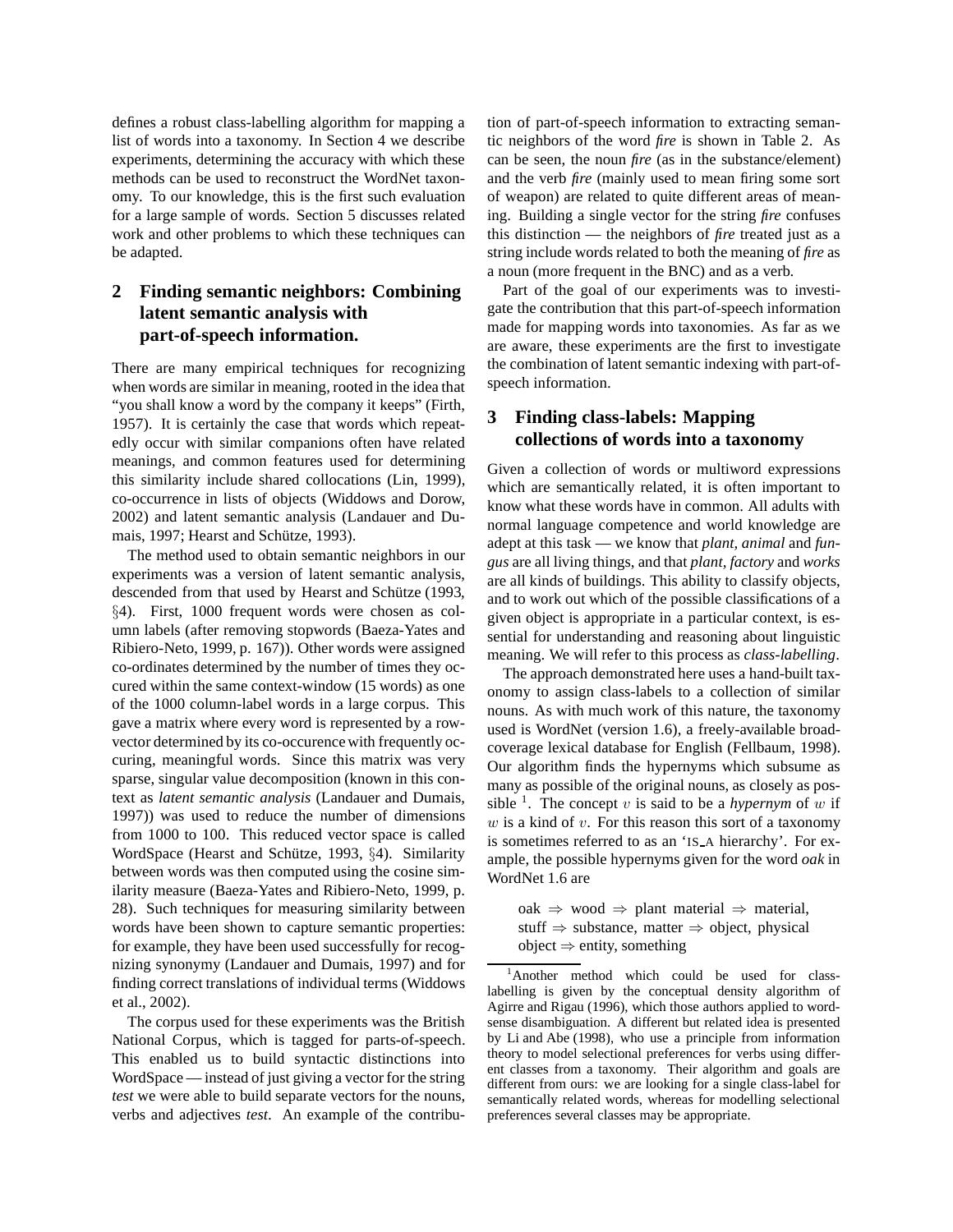defines a robust class-labelling algorithm for mapping a list of words into a taxonomy. In Section 4 we describe experiments, determining the accuracy with which these methods can be used to reconstruct the WordNet taxonomy. To our knowledge, this is the first such evaluation for a large sample of words. Section 5 discusses related work and other problems to which these techniques can be adapted.

## 2 Finding semantic neighbors: Combining latent semantic analysis with part-of-speech information.

There are many empirical techniques for recognizing when words are similar in meaning, rooted in the idea that "you shall know a word by the company it keeps" (Firth, 1957). It is certainly the case that words which repeatedly occur with similar companions often have related meanings, and common features used for determining this similarity include shared collocations (Lin, 1999), co-occurrence in lists of objects (Widdows and Dorow, 2002) and latent semantic analysis (Landauer and Dumais, 1997; Hearst and Schütze, 1993).

The method used to obtain semantic neighbors in our experiments was a version of latent semantic analysis, descended from that used by Hearst and Schütze (1993, §4). First, 1000 frequent words were chosen as column labels (after removing stopwords (Baeza-Yates and Ribiero-Neto, 1999, p. 167)). Other words were assigned co-ordinates determined by the number of times they occured within the same context-window (15 words) as one of the 1000 column-label words in a large corpus. This gave a matrix where every word is represented by a row-vector determined by its co-occurence with frequently occuring, meaningful words. Since this matrix was very sparse, singular value decomposition (known in this context as *latent semantic analysis* (Landauer and Dumais, 1997)) was used to reduce the number of dimensions from 1000 to 100. This reduced vector space is called WordSpace (Hearst and Schütze, 1993, §4). Similarity between words was then computed using the cosine similarity measure (Baeza-Yates and Ribiero-Neto, 1999, p. 28). Such techniques for measuring similarity between words have been shown to capture semantic properties: for example, they have been used successfully for recognizing synonymy (Landauer and Dumais, 1997) and for finding correct translations of individual terms (Widdows et al., 2002).

The corpus used for these experiments was the British National Corpus, which is tagged for parts-of-speech. This enabled us to build syntactic distinctions into WordSpace — instead of just giving a vector for the string *test* we were able to build separate vectors for the nouns, verbs and adjectives *test*. An example of the contribution of part-of-speech information to extracting semantic neighbors of the word *fire* is shown in Table 2. As can be seen, the noun *fire* (as in the substance/element) and the verb *fire* (mainly used to mean firing some sort of weapon) are related to quite different areas of meaning. Building a single vector for the string *fire* confuses this distinction — the neighbors of *fire* treated just as a string include words related to both the meaning of *fire* as a noun (more frequent in the BNC) and as a verb.

Part of the goal of our experiments was to investigate the contribution that this part-of-speech information made for mapping words into taxonomies. As far as we are aware, these experiments are the first to investigate the combination of latent semantic indexing with part-of-speech information.

## 3 Finding class-labels: Mapping collections of words into a taxonomy

Given a collection of words or multiword expressions which are semantically related, it is often important to know what these words have in common. All adults with normal language competence and world knowledge are adept at this task — we know that *plant*, *animal* and *fungus* are all living things, and that *plant*, *factory* and *works* are all kinds of buildings. This ability to classify objects, and to work out which of the possible classifications of a given object is appropriate in a particular context, is essential for understanding and reasoning about linguistic meaning. We will refer to this process as *class-labelling*.

The approach demonstrated here uses a hand-built taxonomy to assign class-labels to a collection of similar nouns. As with much work of this nature, the taxonomy used is WordNet (version 1.6), a freely-available broad-coverage lexical database for English (Fellbaum, 1998). Our algorithm finds the hypernyms which subsume as many as possible of the original nouns, as closely as possible [1]. The concept $v$ is said to be a *hypernym* of $w$ if $w$ is a kind of $v$. For this reason this sort of a taxonomy is sometimes referred to as an 'IS_A hierarchy'. For example, the possible hypernyms given for the word *oak* in WordNet 1.6 are

> oak $\Rightarrow$ wood $\Rightarrow$ plant material $\Rightarrow$ material, stuff $\Rightarrow$ substance, matter $\Rightarrow$ object, physical object $\Rightarrow$ entity, something

[1] Another method which could be used for class-labelling is given by the conceptual density algorithm of Agirre and Rigau (1996), which those authors applied to word-sense disambiguation. A different but related idea is presented by Li and Abe (1998), who use a principle from information theory to model selectional preferences for verbs using different classes from a taxonomy. Their algorithm and goals are different from ours: we are looking for a single class-label for semantically related words, whereas for modelling selectional preferences several classes may be appropriate.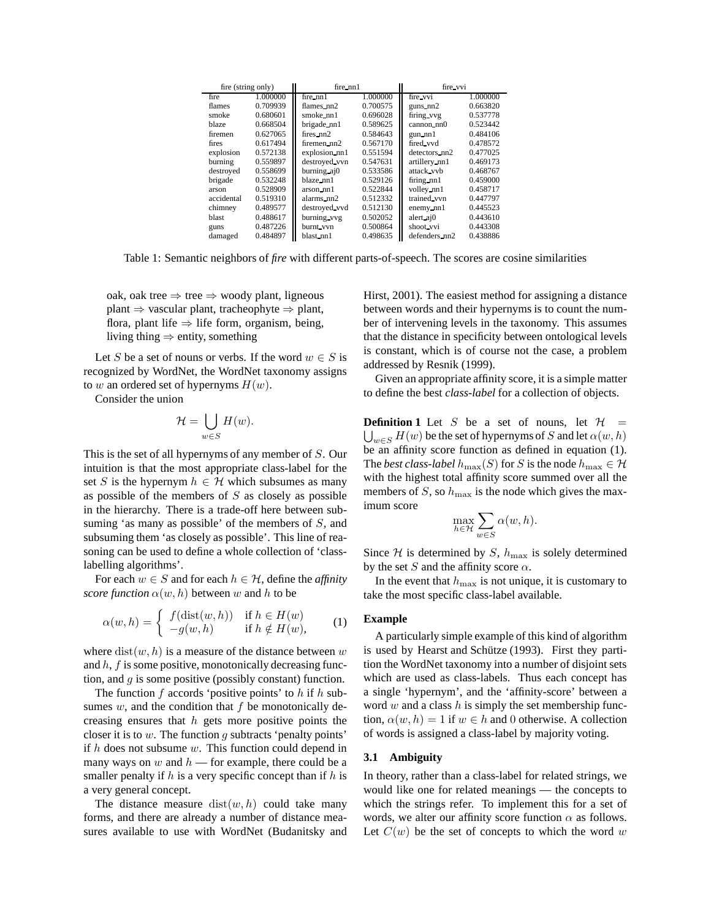| fire (string only) | | fire_nn1 | | fire_vvi | |
|---|---|---|---|---|---|
| fire | 1.000000 | fire_nn1 | 1.000000 | fire_vvi | 1.000000 |
| flames | 0.709939 | flames_nn2 | 0.700575 | guns_nn2 | 0.663820 |
| smoke | 0.680601 | smoke_nn1 | 0.696028 | firing_vvg | 0.537778 |
| blaze | 0.668504 | brigade_nn1 | 0.589625 | cannon_nn0 | 0.523442 |
| firemen | 0.627065 | fires_nn2 | 0.584643 | gun_nn1 | 0.484106 |
| fires | 0.617494 | firemen_nn2 | 0.567170 | fired_vvd | 0.478572 |
| explosion | 0.572138 | explosion_nn1 | 0.551594 | detectors_nn2 | 0.477025 |
| burning | 0.559897 | destroyed_vvn | 0.547631 | artillery_nn1 | 0.469173 |
| destroyed | 0.558699 | burning_aj0 | 0.533586 | attack_vvb | 0.468767 |
| brigade | 0.532248 | blaze_nn1 | 0.529126 | firing_nn1 | 0.459000 |
| arson | 0.528909 | arson_nn1 | 0.522844 | volley_nn1 | 0.458717 |
| accidental | 0.519310 | alarms_nn2 | 0.512332 | trained_vvn | 0.447797 |
| chimney | 0.489577 | destroyed_vvd | 0.512130 | enemy_nn1 | 0.445523 |
| blast | 0.488617 | burning_vvg | 0.502052 | alert_aj0 | 0.443610 |
| guns | 0.487226 | burnt_vvn | 0.500864 | shoot_vvi | 0.443308 |
| damaged | 0.484897 | blast_nn1 | 0.498635 | defenders_nn2 | 0.438886 |

Table 1: Semantic neighbors of *fire* with different parts-of-speech. The scores are cosine similarities

> oak, oak tree ⇒ tree ⇒ woody plant, ligneous plant ⇒ vascular plant, tracheophyte ⇒ plant, flora, plant life ⇒ life form, organism, being, living thing ⇒ entity, something

Let $S$ be a set of nouns or verbs. If the word $w \in S$ is recognized by WordNet, the WordNet taxonomy assigns to $w$ an ordered set of hypernyms $H(w)$.

Consider the union

$$\mathcal{H} = \bigcup_{w \in S} H(w).$$

This is the set of all hypernyms of any member of $S$. Our intuition is that the most appropriate class-label for the set $S$ is the hypernym $h \in \mathcal{H}$ which subsumes as many as possible of the members of $S$ as closely as possible in the hierarchy. There is a trade-off here between subsuming 'as many as possible' of the members of $S$, and subsuming them 'as closely as possible'. This line of reasoning can be used to define a whole collection of 'class-labelling algorithms'.

For each $w \in S$ and for each $h \in \mathcal{H}$, define the *affinity score function* $\alpha(w, h)$ between $w$ and $h$ to be

$$\alpha(w,h) = \begin{cases} f(\mathrm{dist}(w,h)) & \text{if } h \in H(w) \\ -g(w,h) & \text{if } h \notin H(w), \end{cases} \qquad (1)$$

where $\mathrm{dist}(w, h)$ is a measure of the distance between $w$ and $h$, $f$ is some positive, monotonically decreasing function, and $g$ is some positive (possibly constant) function.

The function $f$ accords 'positive points' to $h$ if $h$ subsumes $w$, and the condition that $f$ be monotonically decreasing ensures that $h$ gets more positive points the closer it is to $w$. The function $g$ subtracts 'penalty points' if $h$ does not subsume $w$. This function could depend in many ways on $w$ and $h$ — for example, there could be a smaller penalty if $h$ is a very specific concept than if $h$ is a very general concept.

The distance measure $\mathrm{dist}(w, h)$ could take many forms, and there are already a number of distance measures available to use with WordNet (Budanitsky and Hirst, 2001). The easiest method for assigning a distance between words and their hypernyms is to count the number of intervening levels in the taxonomy. This assumes that the distance in specificity between ontological levels is constant, which is of course not the case, a problem addressed by Resnik (1999).

Given an appropriate affinity score, it is a simple matter to define the best *class-label* for a collection of objects.

**Definition 1** Let $S$ be a set of nouns, let $\mathcal{H} = \bigcup_{w \in S} H(w)$ be the set of hypernyms of $S$ and let $\alpha(w, h)$ be an affinity score function as defined in equation (1). The *best class-label* $h_{\max}(S)$ for $S$ is the node $h_{\max} \in \mathcal{H}$ with the highest total affinity score summed over all the members of $S$, so $h_{\max}$ is the node which gives the maximum score

$$\max_{h \in \mathcal{H}} \sum_{w \in S} \alpha(w, h).$$

Since $\mathcal{H}$ is determined by $S$, $h_{\max}$ is solely determined by the set $S$ and the affinity score $\alpha$.

In the event that $h_{\max}$ is not unique, it is customary to take the most specific class-label available.

**Example**

A particularly simple example of this kind of algorithm is used by Hearst and Schütze (1993). First they partition the WordNet taxonomy into a number of disjoint sets which are used as class-labels. Thus each concept has a single 'hypernym', and the 'affinity-score' between a word $w$ and a class $h$ is simply the set membership function, $\alpha(w, h) = 1$ if $w \in h$ and $0$ otherwise. A collection of words is assigned a class-label by majority voting.

### 3.1 Ambiguity

In theory, rather than a class-label for related strings, we would like one for related meanings — the concepts to which the strings refer. To implement this for a set of words, we alter our affinity score function $\alpha$ as follows. Let $C(w)$ be the set of concepts to which the word $w$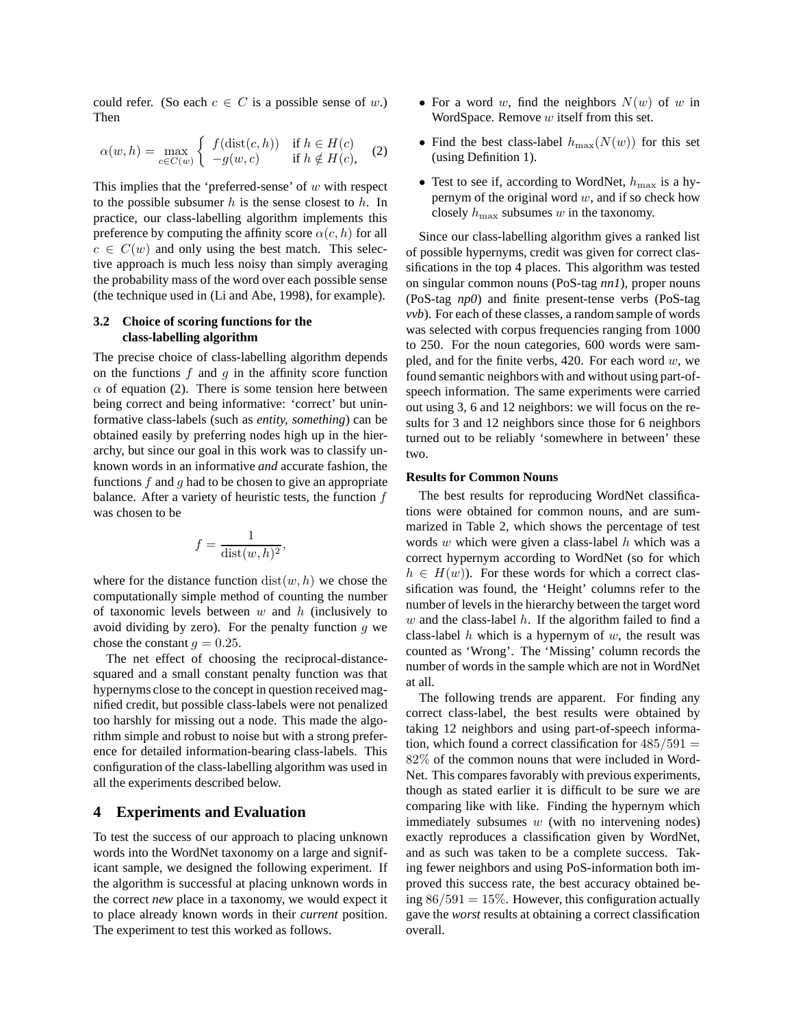could refer. (So each $c \in C$ is a possible sense of $w$.) Then

$$\alpha(w,h) = \max_{c \in C(w)} \begin{cases} f(\text{dist}(c,h)) & \text{if } h \in H(c) \\ -g(w,c) & \text{if } h \notin H(c), \end{cases} \quad (2)$$

This implies that the 'preferred-sense' of $w$ with respect to the possible subsumer $h$ is the sense closest to $h$. In practice, our class-labelling algorithm implements this preference by computing the affinity score $\alpha(c,h)$ for all $c \in C(w)$ and only using the best match. This selective approach is much less noisy than simply averaging the probability mass of the word over each possible sense (the technique used in (Li and Abe, 1998), for example).

### 3.2 Choice of scoring functions for the class-labelling algorithm

The precise choice of class-labelling algorithm depends on the functions $f$ and $g$ in the affinity score function $\alpha$ of equation (2). There is some tension here between being correct and being informative: 'correct' but uninformative class-labels (such as *entity*, *something*) can be obtained easily by preferring nodes high up in the hierarchy, but since our goal in this work was to classify unknown words in an informative *and* accurate fashion, the functions $f$ and $g$ had to be chosen to give an appropriate balance. After a variety of heuristic tests, the function $f$ was chosen to be

$$f = \frac{1}{\text{dist}(w,h)^2},$$

where for the distance function $\text{dist}(w,h)$ we chose the computationally simple method of counting the number of taxonomic levels between $w$ and $h$ (inclusively to avoid dividing by zero). For the penalty function $g$ we chose the constant $g = 0.25$.

The net effect of choosing the reciprocal-distance-squared and a small constant penalty function was that hypernyms close to the concept in question received magnified credit, but possible class-labels were not penalized too harshly for missing out a node. This made the algorithm simple and robust to noise but with a strong preference for detailed information-bearing class-labels. This configuration of the class-labelling algorithm was used in all the experiments described below.

## 4 Experiments and Evaluation

To test the success of our approach to placing unknown words into the WordNet taxonomy on a large and significant sample, we designed the following experiment. If the algorithm is successful at placing unknown words in the correct *new* place in a taxonomy, we would expect it to place already known words in their *current* position. The experiment to test this worked as follows.

- For a word $w$, find the neighbors $N(w)$ of $w$ in WordSpace. Remove $w$ itself from this set.
- Find the best class-label $h_{\max}(N(w))$ for this set (using Definition 1).
- Test to see if, according to WordNet, $h_{\max}$ is a hypernym of the original word $w$, and if so check how closely $h_{\max}$ subsumes $w$ in the taxonomy.

Since our class-labelling algorithm gives a ranked list of possible hypernyms, credit was given for correct classifications in the top 4 places. This algorithm was tested on singular common nouns (PoS-tag *nn1*), proper nouns (PoS-tag *np0*) and finite present-tense verbs (PoS-tag *vvb*). For each of these classes, a random sample of words was selected with corpus frequencies ranging from 1000 to 250. For the noun categories, 600 words were sampled, and for the finite verbs, 420. For each word $w$, we found semantic neighbors with and without using part-of-speech information. The same experiments were carried out using 3, 6 and 12 neighbors: we will focus on the results for 3 and 12 neighbors since those for 6 neighbors turned out to be reliably 'somewhere in between' these two.

**Results for Common Nouns**

The best results for reproducing WordNet classifications were obtained for common nouns, and are summarized in Table 2, which shows the percentage of test words $w$ which were given a class-label $h$ which was a correct hypernym according to WordNet (so for which $h \in H(w)$). For these words for which a correct classification was found, the 'Height' columns refer to the number of levels in the hierarchy between the target word $w$ and the class-label $h$. If the algorithm failed to find a class-label $h$ which is a hypernym of $w$, the result was counted as 'Wrong'. The 'Missing' column records the number of words in the sample which are not in WordNet at all.

The following trends are apparent. For finding any correct class-label, the best results were obtained by taking 12 neighbors and using part-of-speech information, which found a correct classification for $485/591 = 82\%$ of the common nouns that were included in WordNet. This compares favorably with previous experiments, though as stated earlier it is difficult to be sure we are comparing like with like. Finding the hypernym which immediately subsumes $w$ (with no intervening nodes) exactly reproduces a classification given by WordNet, and as such was taken to be a complete success. Taking fewer neighbors and using PoS-information both improved this success rate, the best accuracy obtained being $86/591 = 15\%$. However, this configuration actually gave the *worst* results at obtaining a correct classification overall.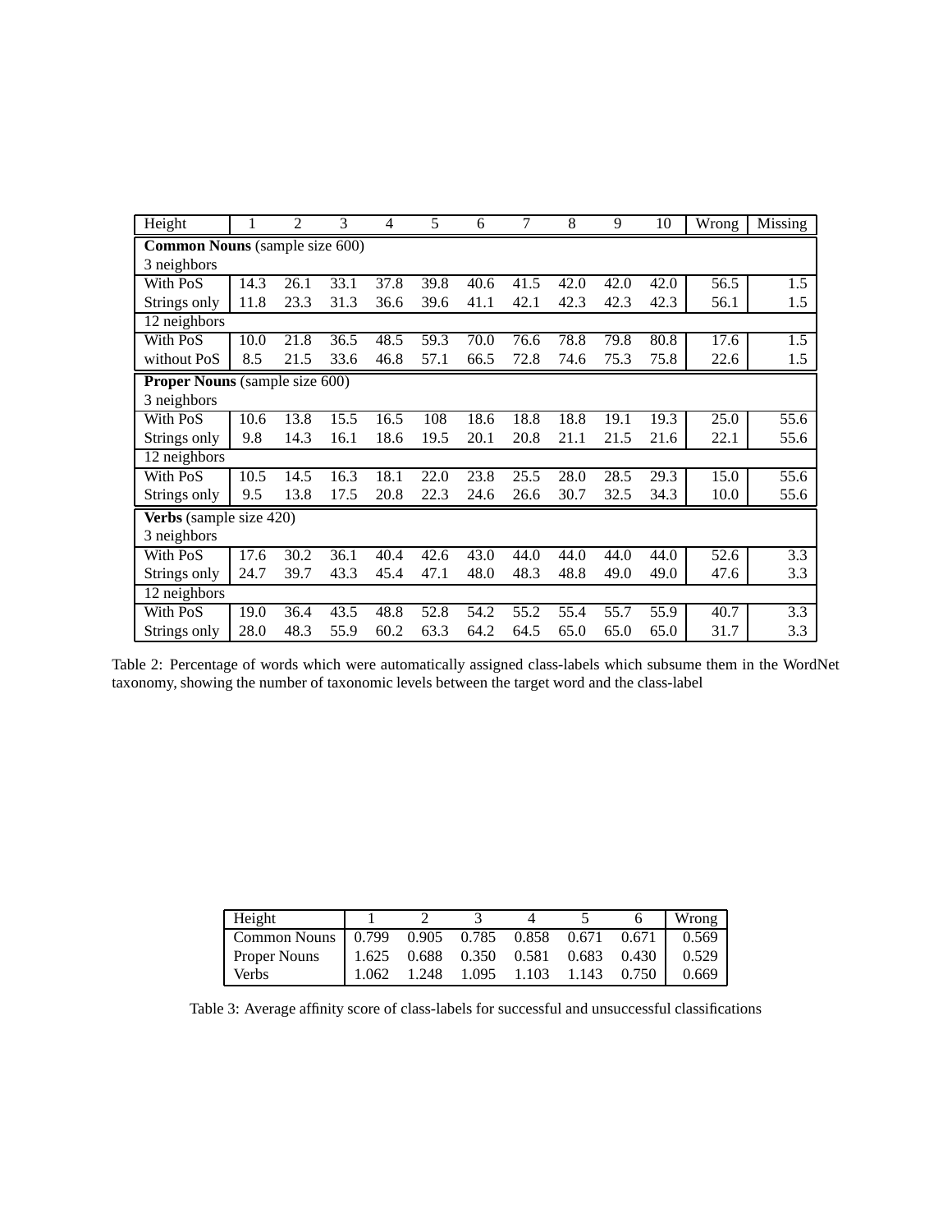| Height | 1 | 2 | 3 | 4 | 5 | 6 | 7 | 8 | 9 | 10 | Wrong | Missing |
|---|---|---|---|---|---|---|---|---|---|---|---|---|
| **Common Nouns** (sample size 600) | | | | | | | | | | | | |
| 3 neighbors | | | | | | | | | | | | |
| With PoS | 14.3 | 26.1 | 33.1 | 37.8 | 39.8 | 40.6 | 41.5 | 42.0 | 42.0 | 42.0 | 56.5 | 1.5 |
| Strings only | 11.8 | 23.3 | 31.3 | 36.6 | 39.6 | 41.1 | 42.1 | 42.3 | 42.3 | 42.3 | 56.1 | 1.5 |
| 12 neighbors | | | | | | | | | | | | |
| With PoS | 10.0 | 21.8 | 36.5 | 48.5 | 59.3 | 70.0 | 76.6 | 78.8 | 79.8 | 80.8 | 17.6 | 1.5 |
| without PoS | 8.5 | 21.5 | 33.6 | 46.8 | 57.1 | 66.5 | 72.8 | 74.6 | 75.3 | 75.8 | 22.6 | 1.5 |
| **Proper Nouns** (sample size 600) | | | | | | | | | | | | |
| 3 neighbors | | | | | | | | | | | | |
| With PoS | 10.6 | 13.8 | 15.5 | 16.5 | 108 | 18.6 | 18.8 | 18.8 | 19.1 | 19.3 | 25.0 | 55.6 |
| Strings only | 9.8 | 14.3 | 16.1 | 18.6 | 19.5 | 20.1 | 20.8 | 21.1 | 21.5 | 21.6 | 22.1 | 55.6 |
| 12 neighbors | | | | | | | | | | | | |
| With PoS | 10.5 | 14.5 | 16.3 | 18.1 | 22.0 | 23.8 | 25.5 | 28.0 | 28.5 | 29.3 | 15.0 | 55.6 |
| Strings only | 9.5 | 13.8 | 17.5 | 20.8 | 22.3 | 24.6 | 26.6 | 30.7 | 32.5 | 34.3 | 10.0 | 55.6 |
| **Verbs** (sample size 420) | | | | | | | | | | | | |
| 3 neighbors | | | | | | | | | | | | |
| With PoS | 17.6 | 30.2 | 36.1 | 40.4 | 42.6 | 43.0 | 44.0 | 44.0 | 44.0 | 44.0 | 52.6 | 3.3 |
| Strings only | 24.7 | 39.7 | 43.3 | 45.4 | 47.1 | 48.0 | 48.3 | 48.8 | 49.0 | 49.0 | 47.6 | 3.3 |
| 12 neighbors | | | | | | | | | | | | |
| With PoS | 19.0 | 36.4 | 43.5 | 48.8 | 52.8 | 54.2 | 55.2 | 55.4 | 55.7 | 55.9 | 40.7 | 3.3 |
| Strings only | 28.0 | 48.3 | 55.9 | 60.2 | 63.3 | 64.2 | 64.5 | 65.0 | 65.0 | 65.0 | 31.7 | 3.3 |

Table 2: Percentage of words which were automatically assigned class-labels which subsume them in the WordNet taxonomy, showing the number of taxonomic levels between the target word and the class-label

| Height | 1 | 2 | 3 | 4 | 5 | 6 | Wrong |
|---|---|---|---|---|---|---|---|
| Common Nouns | 0.799 | 0.905 | 0.785 | 0.858 | 0.671 | 0.671 | 0.569 |
| Proper Nouns | 1.625 | 0.688 | 0.350 | 0.581 | 0.683 | 0.430 | 0.529 |
| Verbs | 1.062 | 1.248 | 1.095 | 1.103 | 1.143 | 0.750 | 0.669 |

Table 3: Average affinity score of class-labels for successful and unsuccessful classifications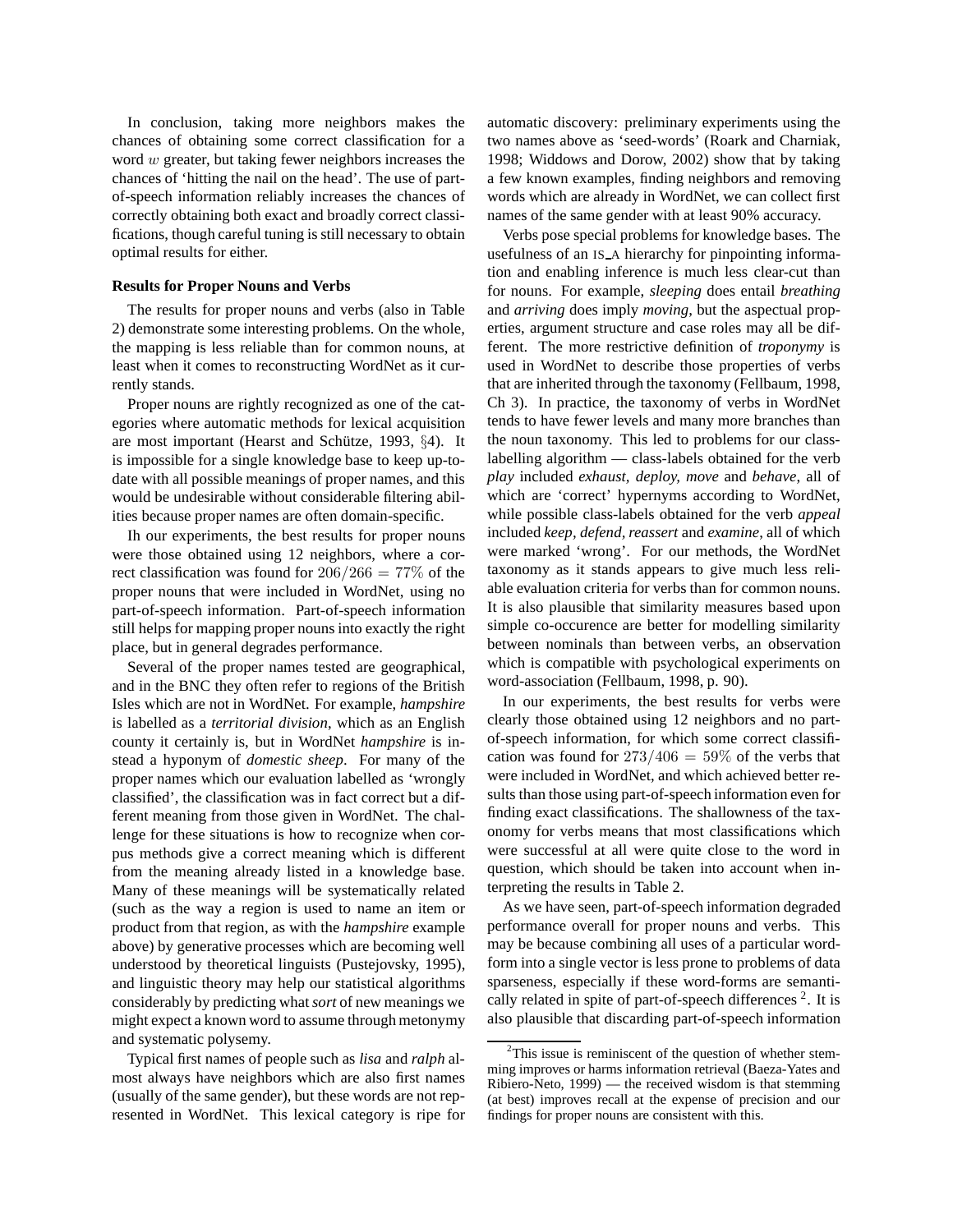In conclusion, taking more neighbors makes the chances of obtaining some correct classification for a word $w$ greater, but taking fewer neighbors increases the chances of 'hitting the nail on the head'. The use of part-of-speech information reliably increases the chances of correctly obtaining both exact and broadly correct classifications, though careful tuning is still necessary to obtain optimal results for either.

**Results for Proper Nouns and Verbs**

The results for proper nouns and verbs (also in Table 2) demonstrate some interesting problems. On the whole, the mapping is less reliable than for common nouns, at least when it comes to reconstructing WordNet as it currently stands.

Proper nouns are rightly recognized as one of the categories where automatic methods for lexical acquisition are most important (Hearst and Schütze, 1993, §4). It is impossible for a single knowledge base to keep up-to-date with all possible meanings of proper names, and this would be undesirable without considerable filtering abilities because proper names are often domain-specific.

Ih our experiments, the best results for proper nouns were those obtained using 12 neighbors, where a correct classification was found for $206/266 = 77\%$ of the proper nouns that were included in WordNet, using no part-of-speech information. Part-of-speech information still helps for mapping proper nouns into exactly the right place, but in general degrades performance.

Several of the proper names tested are geographical, and in the BNC they often refer to regions of the British Isles which are not in WordNet. For example, *hampshire* is labelled as a *territorial division*, which as an English county it certainly is, but in WordNet *hampshire* is instead a hyponym of *domestic sheep*. For many of the proper names which our evaluation labelled as 'wrongly classified', the classification was in fact correct but a different meaning from those given in WordNet. The challenge for these situations is how to recognize when corpus methods give a correct meaning which is different from the meaning already listed in a knowledge base. Many of these meanings will be systematically related (such as the way a region is used to name an item or product from that region, as with the *hampshire* example above) by generative processes which are becoming well understood by theoretical linguists (Pustejovsky, 1995), and linguistic theory may help our statistical algorithms considerably by predicting what *sort* of new meanings we might expect a known word to assume through metonymy and systematic polysemy.

Typical first names of people such as *lisa* and *ralph* almost always have neighbors which are also first names (usually of the same gender), but these words are not represented in WordNet. This lexical category is ripe for automatic discovery: preliminary experiments using the two names above as 'seed-words' (Roark and Charniak, 1998; Widdows and Dorow, 2002) show that by taking a few known examples, finding neighbors and removing words which are already in WordNet, we can collect first names of the same gender with at least 90% accuracy.

Verbs pose special problems for knowledge bases. The usefulness of an IS_A hierarchy for pinpointing information and enabling inference is much less clear-cut than for nouns. For example, *sleeping* does entail *breathing* and *arriving* does imply *moving*, but the aspectual properties, argument structure and case roles may all be different. The more restrictive definition of *troponymy* is used in WordNet to describe those properties of verbs that are inherited through the taxonomy (Fellbaum, 1998, Ch 3). In practice, the taxonomy of verbs in WordNet tends to have fewer levels and many more branches than the noun taxonomy. This led to problems for our class-labelling algorithm — class-labels obtained for the verb *play* included *exhaust, deploy, move* and *behave,* all of which are 'correct' hypernyms according to WordNet, while possible class-labels obtained for the verb *appeal* included *keep, defend, reassert* and *examine*, all of which were marked 'wrong'. For our methods, the WordNet taxonomy as it stands appears to give much less reliable evaluation criteria for verbs than for common nouns. It is also plausible that similarity measures based upon simple co-occurence are better for modelling similarity between nominals than between verbs, an observation which is compatible with psychological experiments on word-association (Fellbaum, 1998, p. 90).

In our experiments, the best results for verbs were clearly those obtained using 12 neighbors and no part-of-speech information, for which some correct classification was found for $273/406 = 59\%$ of the verbs that were included in WordNet, and which achieved better results than those using part-of-speech information even for finding exact classifications. The shallowness of the taxonomy for verbs means that most classifications which were successful at all were quite close to the word in question, which should be taken into account when interpreting the results in Table 2.

As we have seen, part-of-speech information degraded performance overall for proper nouns and verbs. This may be because combining all uses of a particular word-form into a single vector is less prone to problems of data sparseness, especially if these word-forms are semantically related in spite of part-of-speech differences [2]. It is also plausible that discarding part-of-speech information

[2] This issue is reminiscent of the question of whether stemming improves or harms information retrieval (Baeza-Yates and Ribiero-Neto, 1999) — the received wisdom is that stemming (at best) improves recall at the expense of precision and our findings for proper nouns are consistent with this.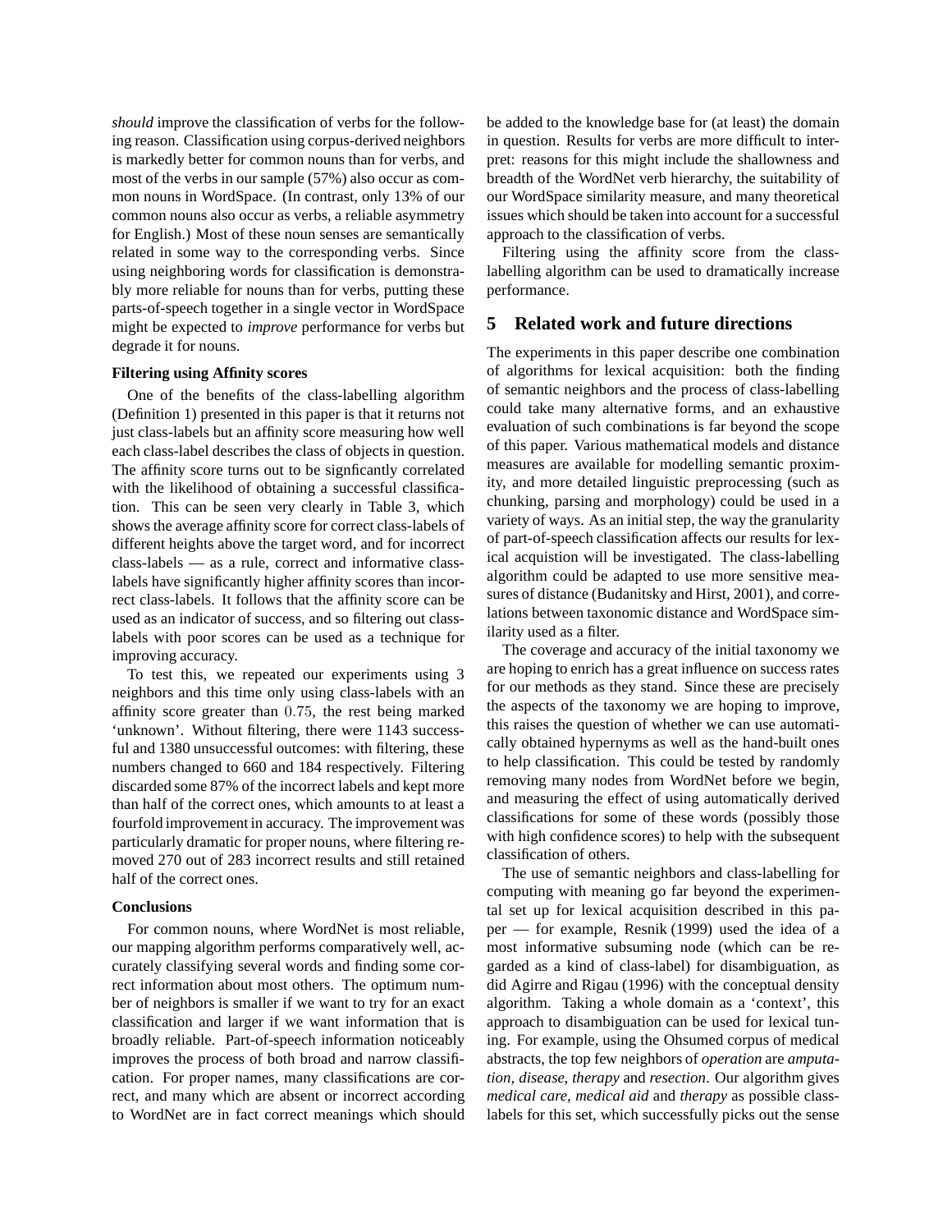*should* improve the classification of verbs for the following reason. Classification using corpus-derived neighbors is markedly better for common nouns than for verbs, and most of the verbs in our sample (57%) also occur as common nouns in WordSpace. (In contrast, only 13% of our common nouns also occur as verbs, a reliable asymmetry for English.) Most of these noun senses are semantically related in some way to the corresponding verbs. Since using neighboring words for classification is demonstrably more reliable for nouns than for verbs, putting these parts-of-speech together in a single vector in WordSpace might be expected to *improve* performance for verbs but degrade it for nouns.

**Filtering using Affinity scores**

One of the benefits of the class-labelling algorithm (Definition 1) presented in this paper is that it returns not just class-labels but an affinity score measuring how well each class-label describes the class of objects in question. The affinity score turns out to be signficantly correlated with the likelihood of obtaining a successful classification. This can be seen very clearly in Table 3, which shows the average affinity score for correct class-labels of different heights above the target word, and for incorrect class-labels — as a rule, correct and informative class-labels have significantly higher affinity scores than incorrect class-labels. It follows that the affinity score can be used as an indicator of success, and so filtering out class-labels with poor scores can be used as a technique for improving accuracy.

To test this, we repeated our experiments using 3 neighbors and this time only using class-labels with an affinity score greater than $0.75$, the rest being marked 'unknown'. Without filtering, there were 1143 successful and 1380 unsuccessful outcomes: with filtering, these numbers changed to 660 and 184 respectively. Filtering discarded some 87% of the incorrect labels and kept more than half of the correct ones, which amounts to at least a fourfold improvement in accuracy. The improvement was particularly dramatic for proper nouns, where filtering removed 270 out of 283 incorrect results and still retained half of the correct ones.

**Conclusions**

For common nouns, where WordNet is most reliable, our mapping algorithm performs comparatively well, accurately classifying several words and finding some correct information about most others. The optimum number of neighbors is smaller if we want to try for an exact classification and larger if we want information that is broadly reliable. Part-of-speech information noticeably improves the process of both broad and narrow classification. For proper names, many classifications are correct, and many which are absent or incorrect according to WordNet are in fact correct meanings which should be added to the knowledge base for (at least) the domain in question. Results for verbs are more difficult to interpret: reasons for this might include the shallowness and breadth of the WordNet verb hierarchy, the suitability of our WordSpace similarity measure, and many theoretical issues which should be taken into account for a successful approach to the classification of verbs.

Filtering using the affinity score from the class-labelling algorithm can be used to dramatically increase performance.

## 5 Related work and future directions

The experiments in this paper describe one combination of algorithms for lexical acquisition: both the finding of semantic neighbors and the process of class-labelling could take many alternative forms, and an exhaustive evaluation of such combinations is far beyond the scope of this paper. Various mathematical models and distance measures are available for modelling semantic proximity, and more detailed linguistic preprocessing (such as chunking, parsing and morphology) could be used in a variety of ways. As an initial step, the way the granularity of part-of-speech classification affects our results for lexical acquistion will be investigated. The class-labelling algorithm could be adapted to use more sensitive measures of distance (Budanitsky and Hirst, 2001), and correlations between taxonomic distance and WordSpace similarity used as a filter.

The coverage and accuracy of the initial taxonomy we are hoping to enrich has a great influence on success rates for our methods as they stand. Since these are precisely the aspects of the taxonomy we are hoping to improve, this raises the question of whether we can use automatically obtained hypernyms as well as the hand-built ones to help classification. This could be tested by randomly removing many nodes from WordNet before we begin, and measuring the effect of using automatically derived classifications for some of these words (possibly those with high confidence scores) to help with the subsequent classification of others.

The use of semantic neighbors and class-labelling for computing with meaning go far beyond the experimental set up for lexical acquisition described in this paper — for example, Resnik (1999) used the idea of a most informative subsuming node (which can be regarded as a kind of class-label) for disambiguation, as did Agirre and Rigau (1996) with the conceptual density algorithm. Taking a whole domain as a 'context', this approach to disambiguation can be used for lexical tuning. For example, using the Ohsumed corpus of medical abstracts, the top few neighbors of *operation* are *amputation, disease, therapy* and *resection*. Our algorithm gives *medical care, medical aid* and *therapy* as possible class-labels for this set, which successfully picks out the sense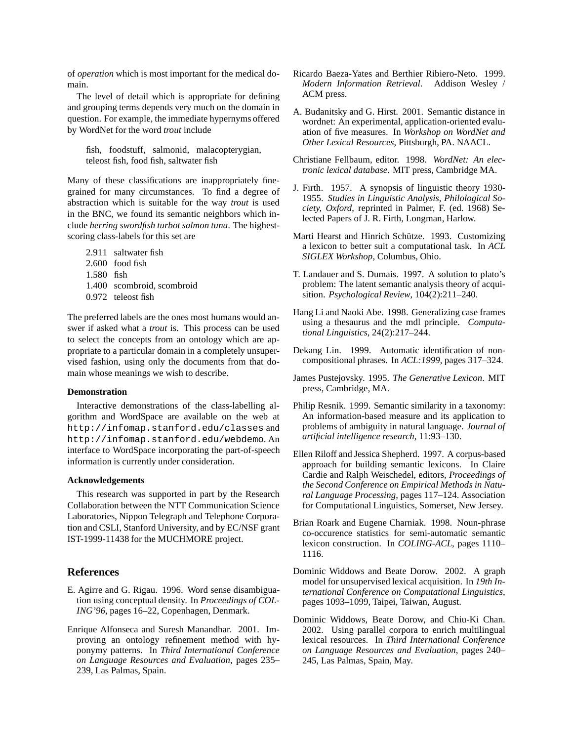of *operation* which is most important for the medical domain.

The level of detail which is appropriate for defining and grouping terms depends very much on the domain in question. For example, the immediate hypernyms offered by WordNet for the word *trout* include

> fish, foodstuff, salmonid, malacopterygian, teleost fish, food fish, saltwater fish

Many of these classifications are inappropriately fine-grained for many circumstances. To find a degree of abstraction which is suitable for the way *trout* is used in the BNC, we found its semantic neighbors which include *herring swordfish turbot salmon tuna*. The highest-scoring class-labels for this set are

| | |
|---|---|
| 2.911 | saltwater fish |
| 2.600 | food fish |
| 1.580 | fish |
| 1.400 | scombroid, scombroid |
| 0.972 | teleost fish |

The preferred labels are the ones most humans would answer if asked what a *trout* is. This process can be used to select the concepts from an ontology which are appropriate to a particular domain in a completely unsupervised fashion, using only the documents from that domain whose meanings we wish to describe.

### Demonstration

Interactive demonstrations of the class-labelling algorithm and WordSpace are available on the web at `http://infomap.stanford.edu/classes` and `http://infomap.stanford.edu/webdemo`. An interface to WordSpace incorporating the part-of-speech information is currently under consideration.

### Acknowledgements

This research was supported in part by the Research Collaboration between the NTT Communication Science Laboratories, Nippon Telegraph and Telephone Corporation and CSLI, Stanford University, and by EC/NSF grant IST-1999-11438 for the MUCHMORE project.

## References

E. Agirre and G. Rigau. 1996. Word sense disambiguation using conceptual density. In *Proceedings of COLING'96*, pages 16–22, Copenhagen, Denmark.

Enrique Alfonseca and Suresh Manandhar. 2001. Improving an ontology refinement method with hyponymy patterns. In *Third International Conference on Language Resources and Evaluation*, pages 235–239, Las Palmas, Spain.

Ricardo Baeza-Yates and Berthier Ribiero-Neto. 1999. *Modern Information Retrieval*. Addison Wesley / ACM press.

A. Budanitsky and G. Hirst. 2001. Semantic distance in wordnet: An experimental, application-oriented evaluation of five measures. In *Workshop on WordNet and Other Lexical Resources*, Pittsburgh, PA. NAACL.

Christiane Fellbaum, editor. 1998. *WordNet: An electronic lexical database*. MIT press, Cambridge MA.

J. Firth. 1957. A synopsis of linguistic theory 1930-1955. *Studies in Linguistic Analysis, Philological Society, Oxford*, reprinted in Palmer, F. (ed. 1968) Selected Papers of J. R. Firth, Longman, Harlow.

Marti Hearst and Hinrich Schütze. 1993. Customizing a lexicon to better suit a computational task. In *ACL SIGLEX Workshop*, Columbus, Ohio.

T. Landauer and S. Dumais. 1997. A solution to plato's problem: The latent semantic analysis theory of acquisition. *Psychological Review*, 104(2):211–240.

Hang Li and Naoki Abe. 1998. Generalizing case frames using a thesaurus and the mdl principle. *Computational Linguistics*, 24(2):217–244.

Dekang Lin. 1999. Automatic identification of non-compositional phrases. In *ACL:1999*, pages 317–324.

James Pustejovsky. 1995. *The Generative Lexicon*. MIT press, Cambridge, MA.

Philip Resnik. 1999. Semantic similarity in a taxonomy: An information-based measure and its application to problems of ambiguity in natural language. *Journal of artificial intelligence research*, 11:93–130.

Ellen Riloff and Jessica Shepherd. 1997. A corpus-based approach for building semantic lexicons. In Claire Cardie and Ralph Weischedel, editors, *Proceedings of the Second Conference on Empirical Methods in Natural Language Processing*, pages 117–124. Association for Computational Linguistics, Somerset, New Jersey.

Brian Roark and Eugene Charniak. 1998. Noun-phrase co-occurence statistics for semi-automatic semantic lexicon construction. In *COLING-ACL*, pages 1110–1116.

Dominic Widdows and Beate Dorow. 2002. A graph model for unsupervised lexical acquisition. In *19th International Conference on Computational Linguistics*, pages 1093–1099, Taipei, Taiwan, August.

Dominic Widdows, Beate Dorow, and Chiu-Ki Chan. 2002. Using parallel corpora to enrich multilingual lexical resources. In *Third International Conference on Language Resources and Evaluation*, pages 240–245, Las Palmas, Spain, May.